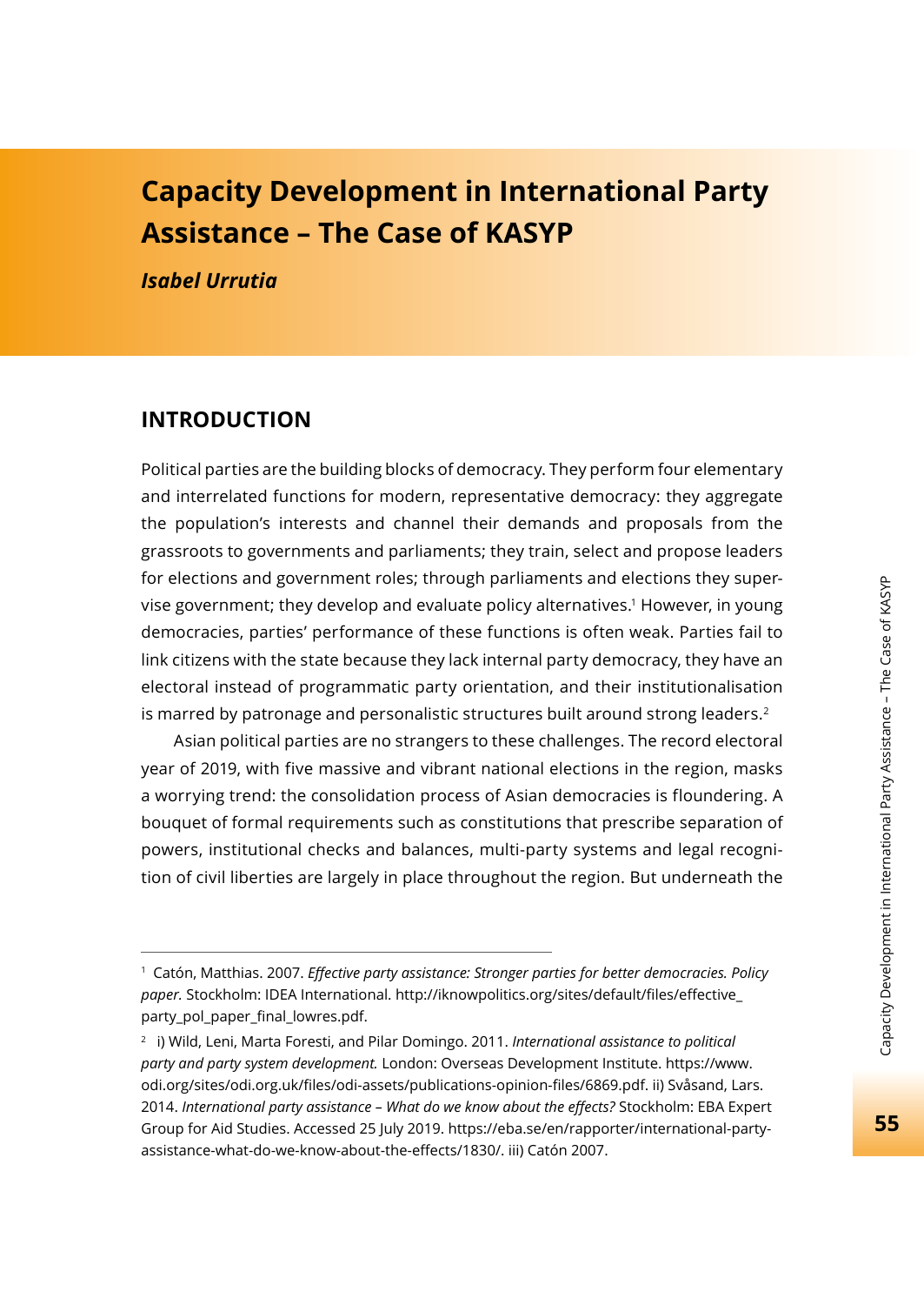# Capacity Development in International Party Assistance – The Case of KASYP

***Isabel Urrutia***

## INTRODUCTION

Political parties are the building blocks of democracy. They perform four elementary and interrelated functions for modern, representative democracy: they aggregate the population's interests and channel their demands and proposals from the grassroots to governments and parliaments; they train, select and propose leaders for elections and government roles; through parliaments and elections they supervise government; they develop and evaluate policy alternatives.[1] However, in young democracies, parties' performance of these functions is often weak. Parties fail to link citizens with the state because they lack internal party democracy, they have an electoral instead of programmatic party orientation, and their institutionalisation is marred by patronage and personalistic structures built around strong leaders.[2]

Asian political parties are no strangers to these challenges. The record electoral year of 2019, with five massive and vibrant national elections in the region, masks a worrying trend: the consolidation process of Asian democracies is floundering. A bouquet of formal requirements such as constitutions that prescribe separation of powers, institutional checks and balances, multi-party systems and legal recognition of civil liberties are largely in place throughout the region. But underneath the

---

[1] Catón, Matthias. 2007. *Effective party assistance: Stronger parties for better democracies. Policy paper.* Stockholm: IDEA International. http://iknowpolitics.org/sites/default/files/effective_party_pol_paper_final_lowres.pdf.

[2] i) Wild, Leni, Marta Foresti, and Pilar Domingo. 2011. *International assistance to political party and party system development.* London: Overseas Development Institute. https://www.odi.org/sites/odi.org.uk/files/odi-assets/publications-opinion-files/6869.pdf. ii) Svåsand, Lars. 2014. *International party assistance – What do we know about the effects?* Stockholm: EBA Expert Group for Aid Studies. Accessed 25 July 2019. https://eba.se/en/rapporter/international-party-assistance-what-do-we-know-about-the-effects/1830/. iii) Catón 2007.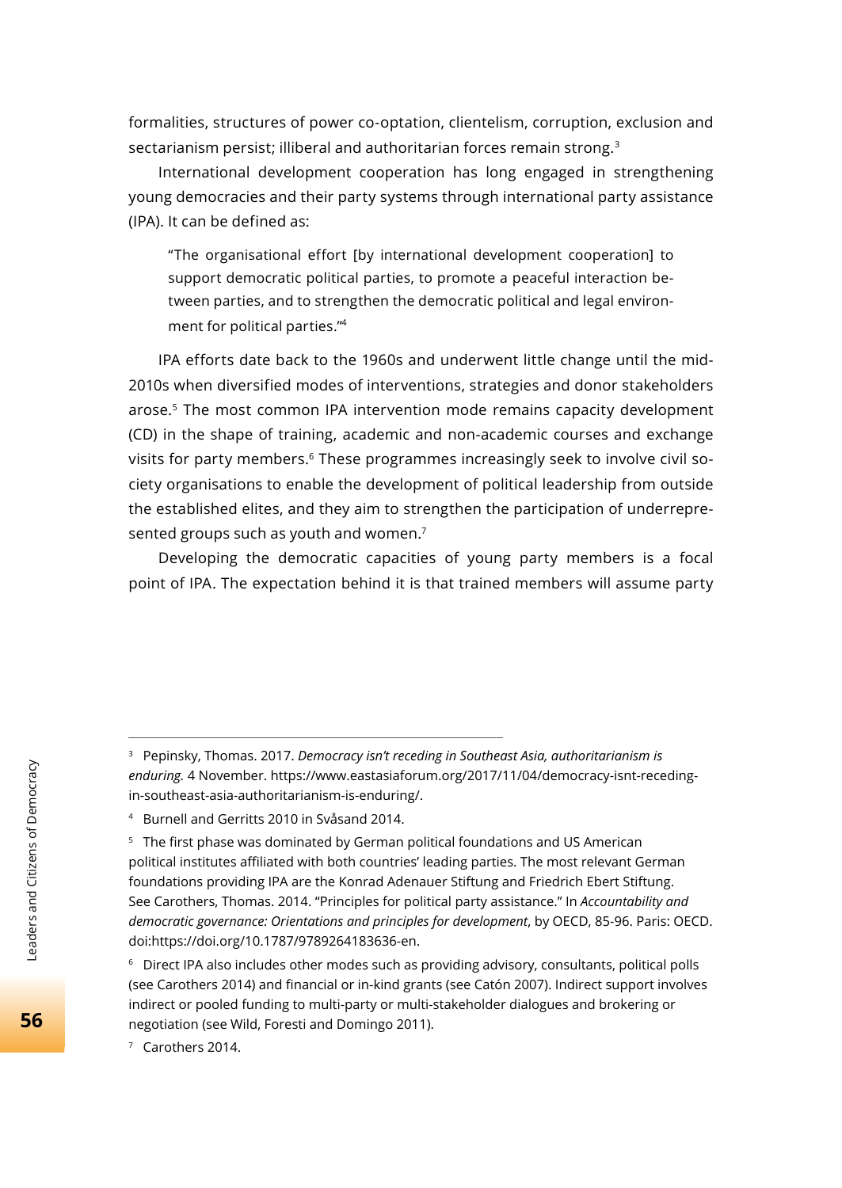formalities, structures of power co-optation, clientelism, corruption, exclusion and sectarianism persist; illiberal and authoritarian forces remain strong.[3]

International development cooperation has long engaged in strengthening young democracies and their party systems through international party assistance (IPA). It can be defined as:

> "The organisational effort [by international development cooperation] to support democratic political parties, to promote a peaceful interaction between parties, and to strengthen the democratic political and legal environment for political parties."[4]

IPA efforts date back to the 1960s and underwent little change until the mid-2010s when diversified modes of interventions, strategies and donor stakeholders arose.[5] The most common IPA intervention mode remains capacity development (CD) in the shape of training, academic and non-academic courses and exchange visits for party members.[6] These programmes increasingly seek to involve civil society organisations to enable the development of political leadership from outside the established elites, and they aim to strengthen the participation of underrepresented groups such as youth and women.[7]

Developing the democratic capacities of young party members is a focal point of IPA. The expectation behind it is that trained members will assume party

---

[3] Pepinsky, Thomas. 2017. *Democracy isn't receding in Southeast Asia, authoritarianism is enduring.* 4 November. https://www.eastasiaforum.org/2017/11/04/democracy-isnt-receding-in-southeast-asia-authoritarianism-is-enduring/.

[4] Burnell and Gerritts 2010 in Svåsand 2014.

[5] The first phase was dominated by German political foundations and US American political institutes affiliated with both countries' leading parties. The most relevant German foundations providing IPA are the Konrad Adenauer Stiftung and Friedrich Ebert Stiftung. See Carothers, Thomas. 2014. "Principles for political party assistance." In *Accountability and democratic governance: Orientations and principles for development*, by OECD, 85-96. Paris: OECD. doi:https://doi.org/10.1787/9789264183636-en.

[6] Direct IPA also includes other modes such as providing advisory, consultants, political polls (see Carothers 2014) and financial or in-kind grants (see Catón 2007). Indirect support involves indirect or pooled funding to multi-party or multi-stakeholder dialogues and brokering or negotiation (see Wild, Foresti and Domingo 2011).

[7] Carothers 2014.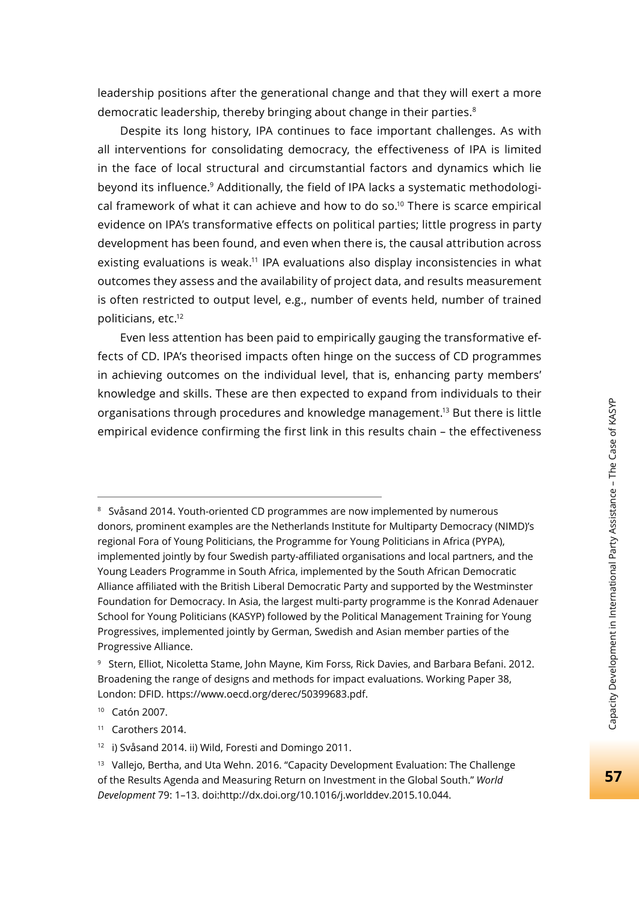leadership positions after the generational change and that they will exert a more democratic leadership, thereby bringing about change in their parties.[8]

Despite its long history, IPA continues to face important challenges. As with all interventions for consolidating democracy, the effectiveness of IPA is limited in the face of local structural and circumstantial factors and dynamics which lie beyond its influence.[9] Additionally, the field of IPA lacks a systematic methodological framework of what it can achieve and how to do so.[10] There is scarce empirical evidence on IPA's transformative effects on political parties; little progress in party development has been found, and even when there is, the causal attribution across existing evaluations is weak.[11] IPA evaluations also display inconsistencies in what outcomes they assess and the availability of project data, and results measurement is often restricted to output level, e.g., number of events held, number of trained politicians, etc.[12]

Even less attention has been paid to empirically gauging the transformative effects of CD. IPA's theorised impacts often hinge on the success of CD programmes in achieving outcomes on the individual level, that is, enhancing party members' knowledge and skills. These are then expected to expand from individuals to their organisations through procedures and knowledge management.[13] But there is little empirical evidence confirming the first link in this results chain – the effectiveness

---

[8] Svåsand 2014. Youth-oriented CD programmes are now implemented by numerous donors, prominent examples are the Netherlands Institute for Multiparty Democracy (NIMD)'s regional Fora of Young Politicians, the Programme for Young Politicians in Africa (PYPA), implemented jointly by four Swedish party-affiliated organisations and local partners, and the Young Leaders Programme in South Africa, implemented by the South African Democratic Alliance affiliated with the British Liberal Democratic Party and supported by the Westminster Foundation for Democracy. In Asia, the largest multi-party programme is the Konrad Adenauer School for Young Politicians (KASYP) followed by the Political Management Training for Young Progressives, implemented jointly by German, Swedish and Asian member parties of the Progressive Alliance.

[9] Stern, Elliot, Nicoletta Stame, John Mayne, Kim Forss, Rick Davies, and Barbara Befani. 2012. Broadening the range of designs and methods for impact evaluations. Working Paper 38, London: DFID. https://www.oecd.org/derec/50399683.pdf.

[10] Catón 2007.

[11] Carothers 2014.

[12] i) Svåsand 2014. ii) Wild, Foresti and Domingo 2011.

[13] Vallejo, Bertha, and Uta Wehn. 2016. "Capacity Development Evaluation: The Challenge of the Results Agenda and Measuring Return on Investment in the Global South." *World Development* 79: 1–13. doi:http://dx.doi.org/10.1016/j.worlddev.2015.10.044.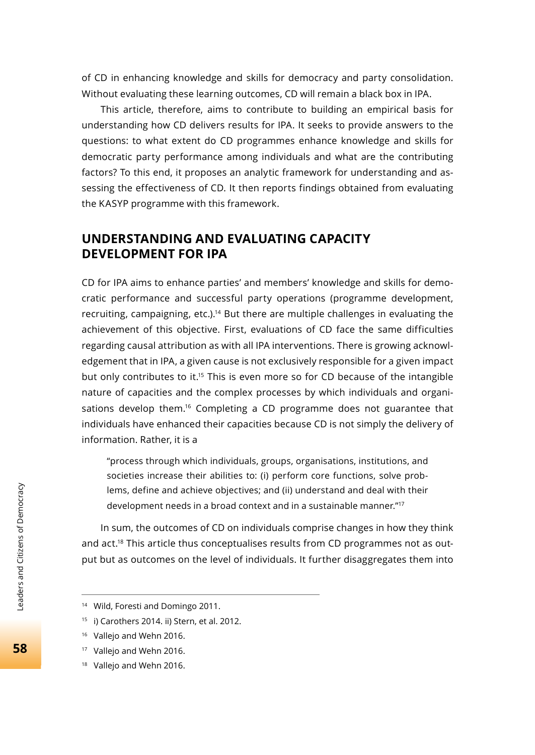of CD in enhancing knowledge and skills for democracy and party consolidation. Without evaluating these learning outcomes, CD will remain a black box in IPA.

This article, therefore, aims to contribute to building an empirical basis for understanding how CD delivers results for IPA. It seeks to provide answers to the questions: to what extent do CD programmes enhance knowledge and skills for democratic party performance among individuals and what are the contributing factors? To this end, it proposes an analytic framework for understanding and assessing the effectiveness of CD. It then reports findings obtained from evaluating the KASYP programme with this framework.

## UNDERSTANDING AND EVALUATING CAPACITY DEVELOPMENT FOR IPA

CD for IPA aims to enhance parties' and members' knowledge and skills for democratic performance and successful party operations (programme development, recruiting, campaigning, etc.).[14] But there are multiple challenges in evaluating the achievement of this objective. First, evaluations of CD face the same difficulties regarding causal attribution as with all IPA interventions. There is growing acknowledgement that in IPA, a given cause is not exclusively responsible for a given impact but only contributes to it.[15] This is even more so for CD because of the intangible nature of capacities and the complex processes by which individuals and organisations develop them.[16] Completing a CD programme does not guarantee that individuals have enhanced their capacities because CD is not simply the delivery of information. Rather, it is a

> "process through which individuals, groups, organisations, institutions, and societies increase their abilities to: (i) perform core functions, solve problems, define and achieve objectives; and (ii) understand and deal with their development needs in a broad context and in a sustainable manner."[17]

In sum, the outcomes of CD on individuals comprise changes in how they think and act.[18] This article thus conceptualises results from CD programmes not as output but as outcomes on the level of individuals. It further disaggregates them into

---

[14] Wild, Foresti and Domingo 2011.

[15] i) Carothers 2014. ii) Stern, et al. 2012.

[16] Vallejo and Wehn 2016.

[17] Vallejo and Wehn 2016.

[18] Vallejo and Wehn 2016.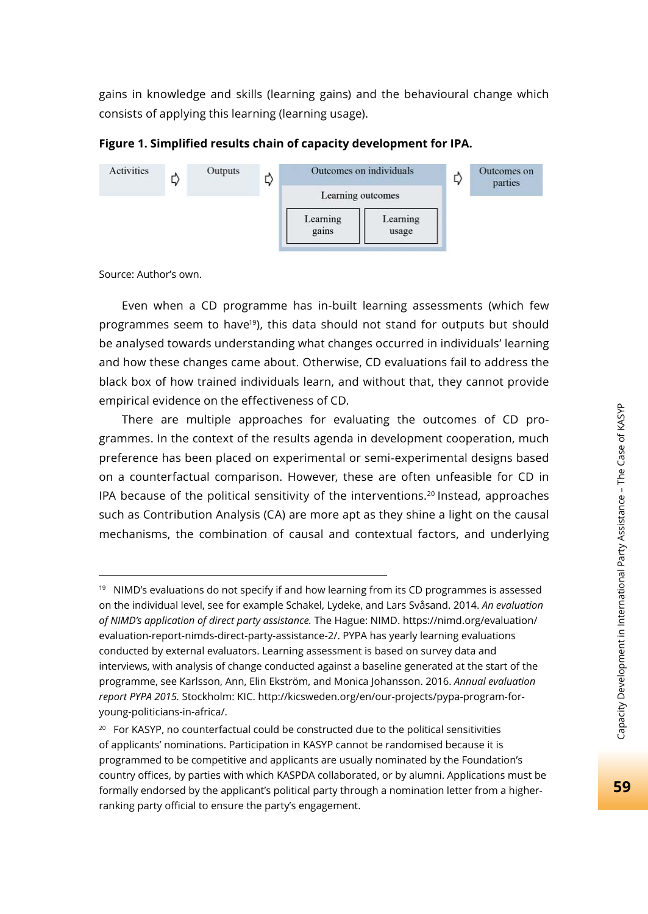gains in knowledge and skills (learning gains) and the behavioural change which consists of applying this learning (learning usage).

**Figure 1. Simplified results chain of capacity development for IPA.**

Activities ⇨ Outputs ⇨ Outcomes on individuals (Learning outcomes: Learning gains; Learning usage) ⇨ Outcomes on parties

Source: Author's own.

Even when a CD programme has in-built learning assessments (which few programmes seem to have[19]), this data should not stand for outputs but should be analysed towards understanding what changes occurred in individuals' learning and how these changes came about. Otherwise, CD evaluations fail to address the black box of how trained individuals learn, and without that, they cannot provide empirical evidence on the effectiveness of CD.

There are multiple approaches for evaluating the outcomes of CD programmes. In the context of the results agenda in development cooperation, much preference has been placed on experimental or semi-experimental designs based on a counterfactual comparison. However, these are often unfeasible for CD in IPA because of the political sensitivity of the interventions.[20] Instead, approaches such as Contribution Analysis (CA) are more apt as they shine a light on the causal mechanisms, the combination of causal and contextual factors, and underlying

---

[19] NIMD's evaluations do not specify if and how learning from its CD programmes is assessed on the individual level, see for example Schakel, Lydeke, and Lars Svåsand. 2014. *An evaluation of NIMD's application of direct party assistance.* The Hague: NIMD. https://nimd.org/evaluation/evaluation-report-nimds-direct-party-assistance-2/. PYPA has yearly learning evaluations conducted by external evaluators. Learning assessment is based on survey data and interviews, with analysis of change conducted against a baseline generated at the start of the programme, see Karlsson, Ann, Elin Ekström, and Monica Johansson. 2016. *Annual evaluation report PYPA 2015.* Stockholm: KIC. http://kicsweden.org/en/our-projects/pypa-program-for-young-politicians-in-africa/.

[20] For KASYP, no counterfactual could be constructed due to the political sensitivities of applicants' nominations. Participation in KASYP cannot be randomised because it is programmed to be competitive and applicants are usually nominated by the Foundation's country offices, by parties with which KASPDA collaborated, or by alumni. Applications must be formally endorsed by the applicant's political party through a nomination letter from a higher-ranking party official to ensure the party's engagement.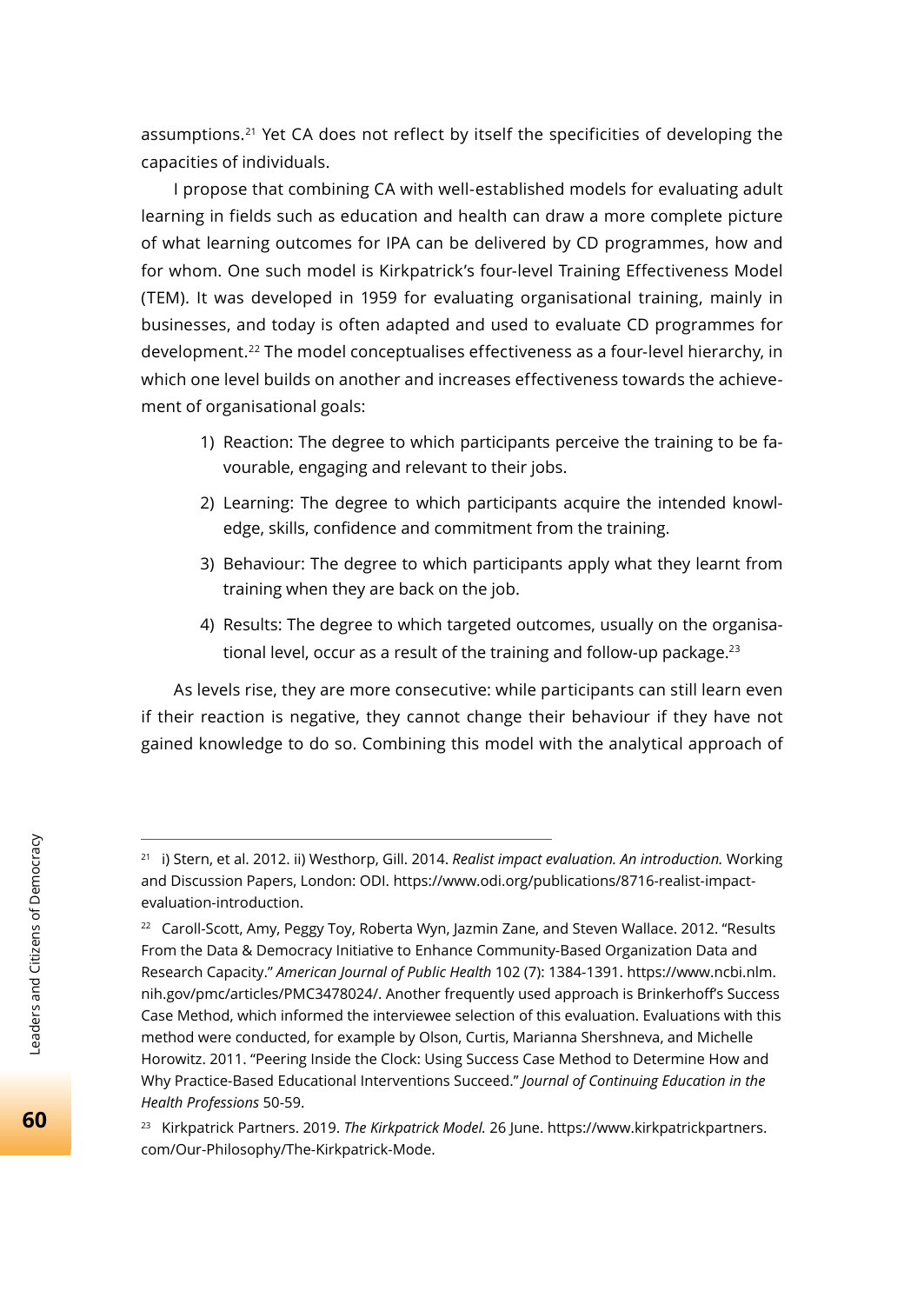assumptions.[21] Yet CA does not reflect by itself the specificities of developing the capacities of individuals.

I propose that combining CA with well-established models for evaluating adult learning in fields such as education and health can draw a more complete picture of what learning outcomes for IPA can be delivered by CD programmes, how and for whom. One such model is Kirkpatrick's four-level Training Effectiveness Model (TEM). It was developed in 1959 for evaluating organisational training, mainly in businesses, and today is often adapted and used to evaluate CD programmes for development.[22] The model conceptualises effectiveness as a four-level hierarchy, in which one level builds on another and increases effectiveness towards the achievement of organisational goals:

1) Reaction: The degree to which participants perceive the training to be favourable, engaging and relevant to their jobs.
2) Learning: The degree to which participants acquire the intended knowledge, skills, confidence and commitment from the training.
3) Behaviour: The degree to which participants apply what they learnt from training when they are back on the job.
4) Results: The degree to which targeted outcomes, usually on the organisational level, occur as a result of the training and follow-up package.[23]

As levels rise, they are more consecutive: while participants can still learn even if their reaction is negative, they cannot change their behaviour if they have not gained knowledge to do so. Combining this model with the analytical approach of

---

[21] i) Stern, et al. 2012. ii) Westhorp, Gill. 2014. *Realist impact evaluation. An introduction.* Working and Discussion Papers, London: ODI. https://www.odi.org/publications/8716-realist-impact-evaluation-introduction.

[22] Caroll-Scott, Amy, Peggy Toy, Roberta Wyn, Jazmin Zane, and Steven Wallace. 2012. "Results From the Data & Democracy Initiative to Enhance Community-Based Organization Data and Research Capacity." *American Journal of Public Health* 102 (7): 1384-1391. https://www.ncbi.nlm.nih.gov/pmc/articles/PMC3478024/. Another frequently used approach is Brinkerhoff's Success Case Method, which informed the interviewee selection of this evaluation. Evaluations with this method were conducted, for example by Olson, Curtis, Marianna Shershneva, and Michelle Horowitz. 2011. "Peering Inside the Clock: Using Success Case Method to Determine How and Why Practice-Based Educational Interventions Succeed." *Journal of Continuing Education in the Health Professions* 50-59.

[23] Kirkpatrick Partners. 2019. *The Kirkpatrick Model.* 26 June. https://www.kirkpatrickpartners.com/Our-Philosophy/The-Kirkpatrick-Mode.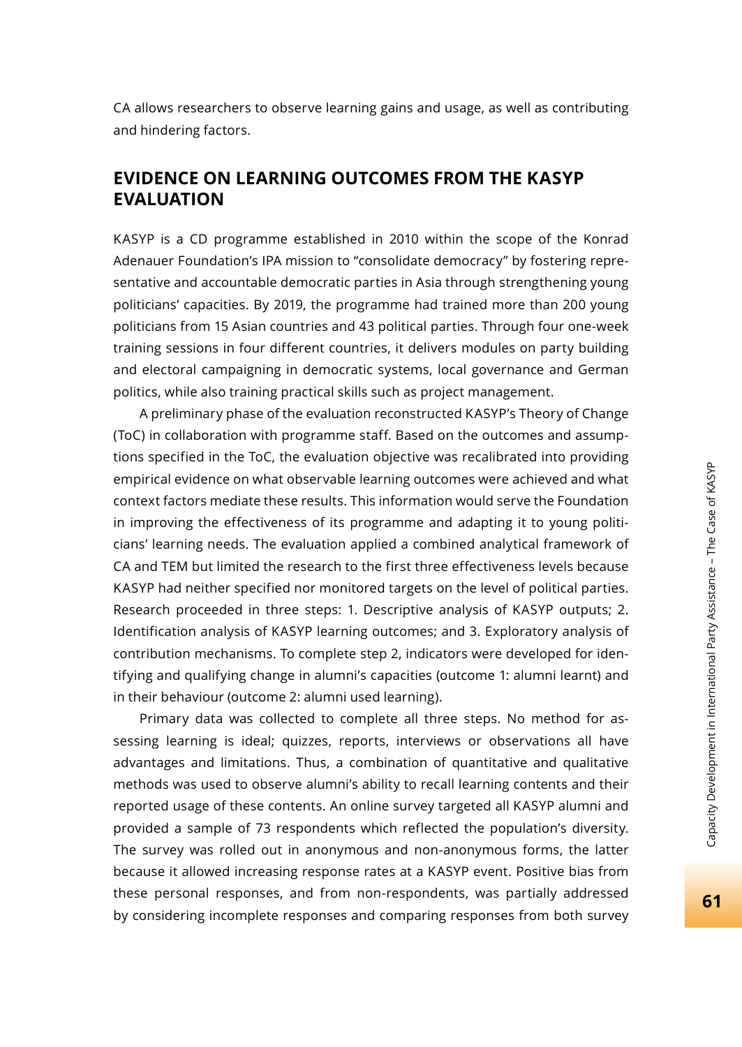CA allows researchers to observe learning gains and usage, as well as contributing and hindering factors.

## EVIDENCE ON LEARNING OUTCOMES FROM THE KASYP EVALUATION

KASYP is a CD programme established in 2010 within the scope of the Konrad Adenauer Foundation's IPA mission to "consolidate democracy" by fostering representative and accountable democratic parties in Asia through strengthening young politicians' capacities. By 2019, the programme had trained more than 200 young politicians from 15 Asian countries and 43 political parties. Through four one-week training sessions in four different countries, it delivers modules on party building and electoral campaigning in democratic systems, local governance and German politics, while also training practical skills such as project management.

A preliminary phase of the evaluation reconstructed KASYP's Theory of Change (ToC) in collaboration with programme staff. Based on the outcomes and assumptions specified in the ToC, the evaluation objective was recalibrated into providing empirical evidence on what observable learning outcomes were achieved and what context factors mediate these results. This information would serve the Foundation in improving the effectiveness of its programme and adapting it to young politicians' learning needs. The evaluation applied a combined analytical framework of CA and TEM but limited the research to the first three effectiveness levels because KASYP had neither specified nor monitored targets on the level of political parties. Research proceeded in three steps: 1. Descriptive analysis of KASYP outputs; 2. Identification analysis of KASYP learning outcomes; and 3. Exploratory analysis of contribution mechanisms. To complete step 2, indicators were developed for identifying and qualifying change in alumni's capacities (outcome 1: alumni learnt) and in their behaviour (outcome 2: alumni used learning).

Primary data was collected to complete all three steps. No method for assessing learning is ideal; quizzes, reports, interviews or observations all have advantages and limitations. Thus, a combination of quantitative and qualitative methods was used to observe alumni's ability to recall learning contents and their reported usage of these contents. An online survey targeted all KASYP alumni and provided a sample of 73 respondents which reflected the population's diversity. The survey was rolled out in anonymous and non-anonymous forms, the latter because it allowed increasing response rates at a KASYP event. Positive bias from these personal responses, and from non-respondents, was partially addressed by considering incomplete responses and comparing responses from both survey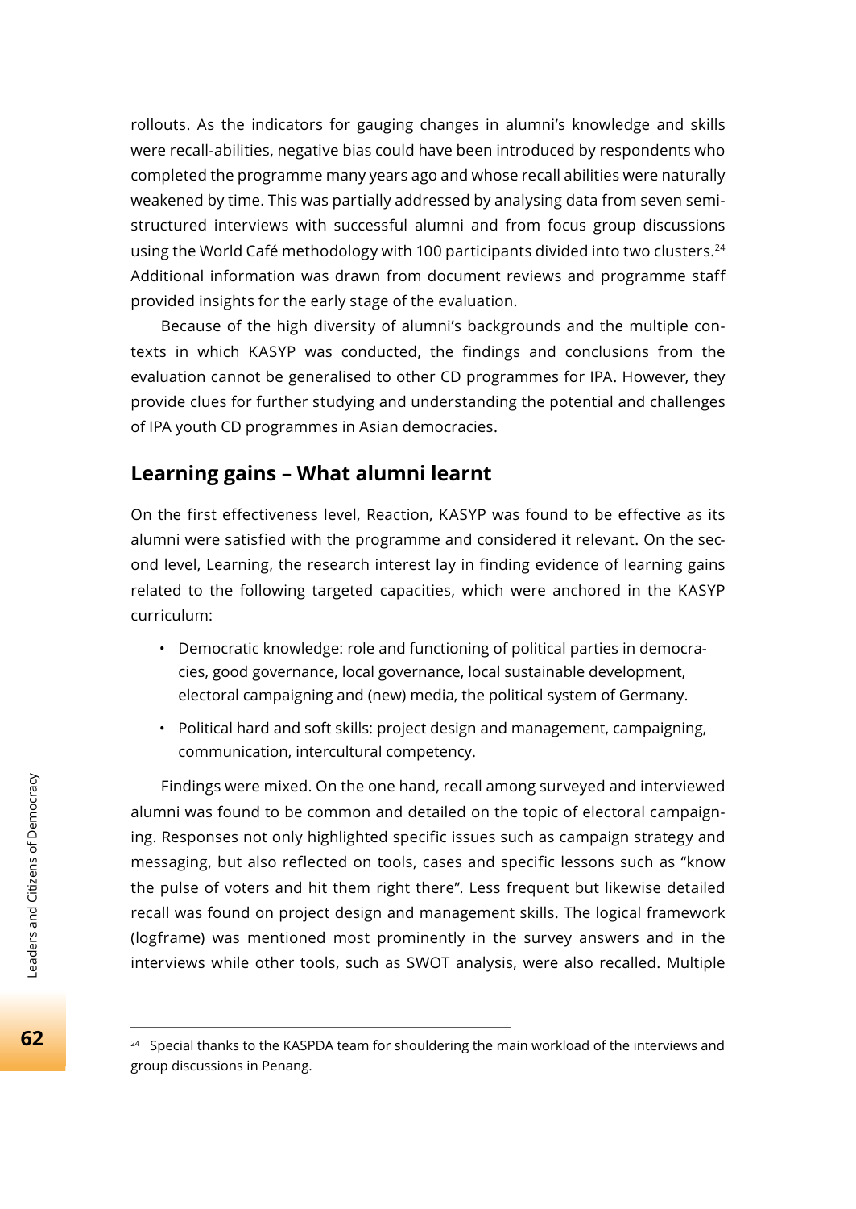rollouts. As the indicators for gauging changes in alumni's knowledge and skills were recall-abilities, negative bias could have been introduced by respondents who completed the programme many years ago and whose recall abilities were naturally weakened by time. This was partially addressed by analysing data from seven semi-structured interviews with successful alumni and from focus group discussions using the World Café methodology with 100 participants divided into two clusters.[24] Additional information was drawn from document reviews and programme staff provided insights for the early stage of the evaluation.

Because of the high diversity of alumni's backgrounds and the multiple contexts in which KASYP was conducted, the findings and conclusions from the evaluation cannot be generalised to other CD programmes for IPA. However, they provide clues for further studying and understanding the potential and challenges of IPA youth CD programmes in Asian democracies.

## Learning gains – What alumni learnt

On the first effectiveness level, Reaction, KASYP was found to be effective as its alumni were satisfied with the programme and considered it relevant. On the second level, Learning, the research interest lay in finding evidence of learning gains related to the following targeted capacities, which were anchored in the KASYP curriculum:

- Democratic knowledge: role and functioning of political parties in democracies, good governance, local governance, local sustainable development, electoral campaigning and (new) media, the political system of Germany.
- Political hard and soft skills: project design and management, campaigning, communication, intercultural competency.

Findings were mixed. On the one hand, recall among surveyed and interviewed alumni was found to be common and detailed on the topic of electoral campaigning. Responses not only highlighted specific issues such as campaign strategy and messaging, but also reflected on tools, cases and specific lessons such as "know the pulse of voters and hit them right there". Less frequent but likewise detailed recall was found on project design and management skills. The logical framework (logframe) was mentioned most prominently in the survey answers and in the interviews while other tools, such as SWOT analysis, were also recalled. Multiple

[24] Special thanks to the KASPDA team for shouldering the main workload of the interviews and group discussions in Penang.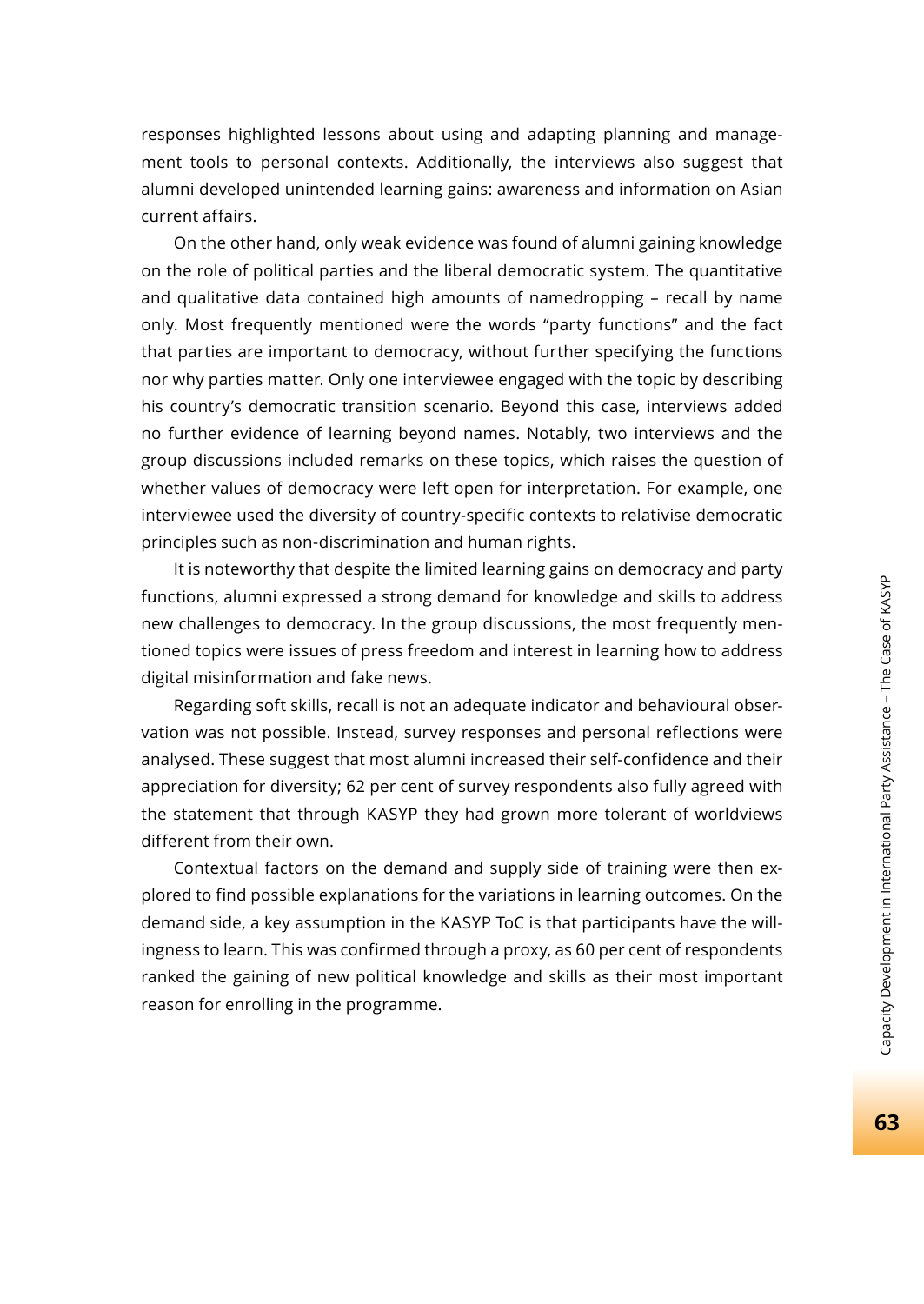responses highlighted lessons about using and adapting planning and management tools to personal contexts. Additionally, the interviews also suggest that alumni developed unintended learning gains: awareness and information on Asian current affairs.

On the other hand, only weak evidence was found of alumni gaining knowledge on the role of political parties and the liberal democratic system. The quantitative and qualitative data contained high amounts of namedropping – recall by name only. Most frequently mentioned were the words "party functions" and the fact that parties are important to democracy, without further specifying the functions nor why parties matter. Only one interviewee engaged with the topic by describing his country's democratic transition scenario. Beyond this case, interviews added no further evidence of learning beyond names. Notably, two interviews and the group discussions included remarks on these topics, which raises the question of whether values of democracy were left open for interpretation. For example, one interviewee used the diversity of country-specific contexts to relativise democratic principles such as non-discrimination and human rights.

It is noteworthy that despite the limited learning gains on democracy and party functions, alumni expressed a strong demand for knowledge and skills to address new challenges to democracy. In the group discussions, the most frequently mentioned topics were issues of press freedom and interest in learning how to address digital misinformation and fake news.

Regarding soft skills, recall is not an adequate indicator and behavioural observation was not possible. Instead, survey responses and personal reflections were analysed. These suggest that most alumni increased their self-confidence and their appreciation for diversity; 62 per cent of survey respondents also fully agreed with the statement that through KASYP they had grown more tolerant of worldviews different from their own.

Contextual factors on the demand and supply side of training were then explored to find possible explanations for the variations in learning outcomes. On the demand side, a key assumption in the KASYP ToC is that participants have the willingness to learn. This was confirmed through a proxy, as 60 per cent of respondents ranked the gaining of new political knowledge and skills as their most important reason for enrolling in the programme.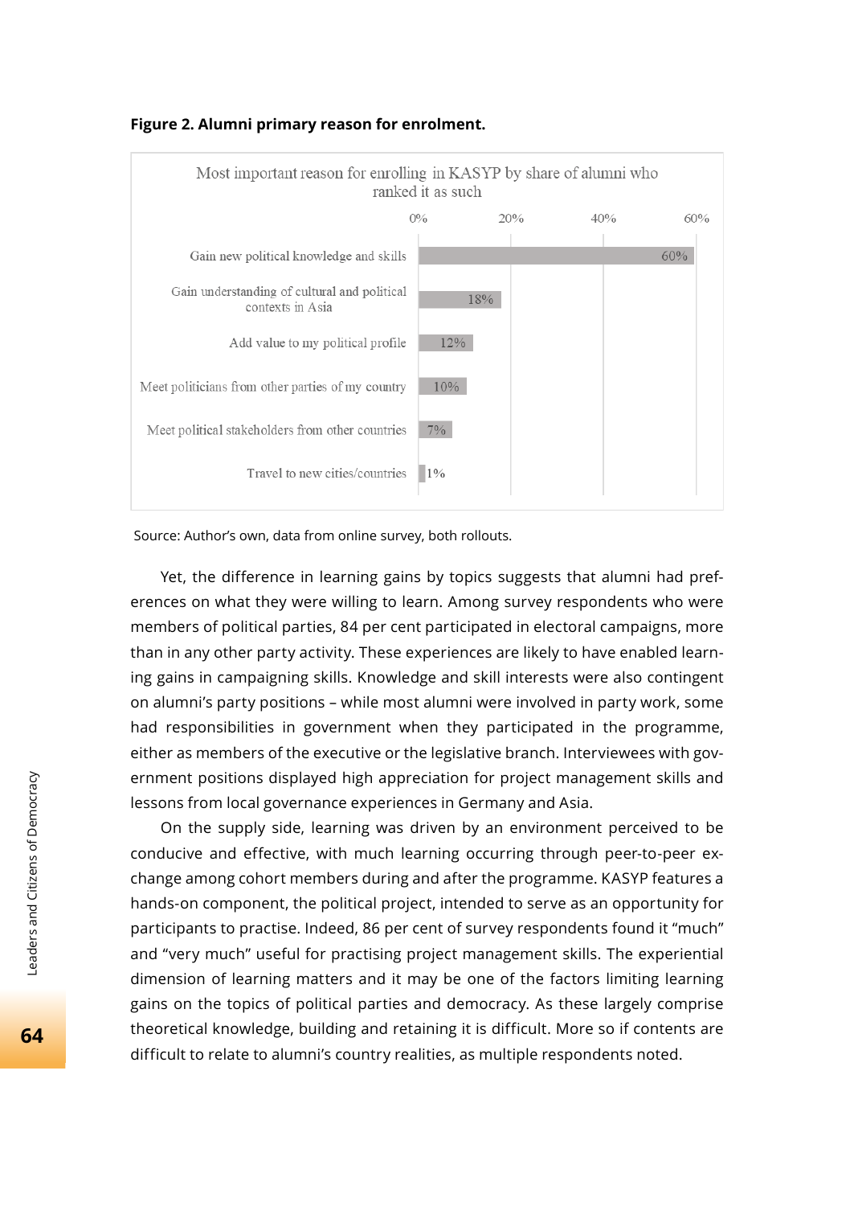**Figure 2. Alumni primary reason for enrolment.**

Most important reason for enrolling in KASYP by share of alumni who ranked it as such

| Reason | Share |
|---|---|
| Gain new political knowledge and skills | 60% |
| Gain understanding of cultural and political contexts in Asia | 18% |
| Add value to my political profile | 12% |
| Meet politicians from other parties of my country | 10% |
| Meet political stakeholders from other countries | 7% |
| Travel to new cities/countries | 1% |

Source: Author's own, data from online survey, both rollouts.

Yet, the difference in learning gains by topics suggests that alumni had preferences on what they were willing to learn. Among survey respondents who were members of political parties, 84 per cent participated in electoral campaigns, more than in any other party activity. These experiences are likely to have enabled learning gains in campaigning skills. Knowledge and skill interests were also contingent on alumni's party positions – while most alumni were involved in party work, some had responsibilities in government when they participated in the programme, either as members of the executive or the legislative branch. Interviewees with government positions displayed high appreciation for project management skills and lessons from local governance experiences in Germany and Asia.

On the supply side, learning was driven by an environment perceived to be conducive and effective, with much learning occurring through peer-to-peer exchange among cohort members during and after the programme. KASYP features a hands-on component, the political project, intended to serve as an opportunity for participants to practise. Indeed, 86 per cent of survey respondents found it "much" and "very much" useful for practising project management skills. The experiential dimension of learning matters and it may be one of the factors limiting learning gains on the topics of political parties and democracy. As these largely comprise theoretical knowledge, building and retaining it is difficult. More so if contents are difficult to relate to alumni's country realities, as multiple respondents noted.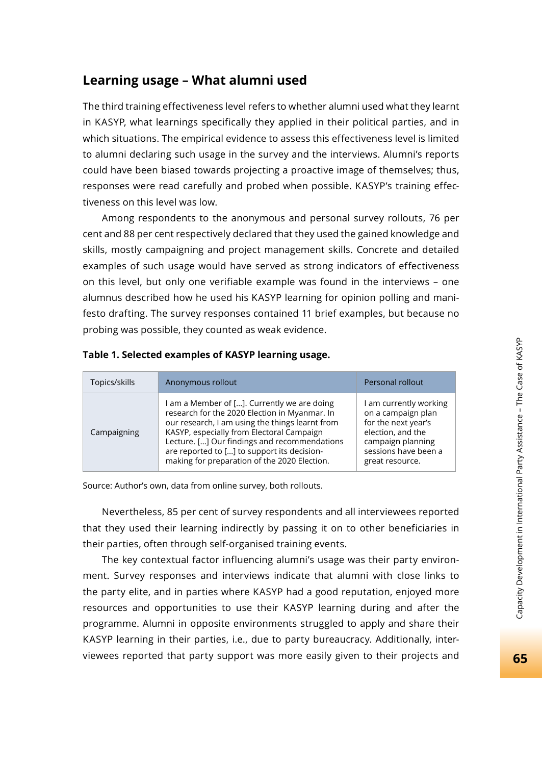## Learning usage – What alumni used

The third training effectiveness level refers to whether alumni used what they learnt in KASYP, what learnings specifically they applied in their political parties, and in which situations. The empirical evidence to assess this effectiveness level is limited to alumni declaring such usage in the survey and the interviews. Alumni's reports could have been biased towards projecting a proactive image of themselves; thus, responses were read carefully and probed when possible. KASYP's training effectiveness on this level was low.

Among respondents to the anonymous and personal survey rollouts, 76 per cent and 88 per cent respectively declared that they used the gained knowledge and skills, mostly campaigning and project management skills. Concrete and detailed examples of such usage would have served as strong indicators of effectiveness on this level, but only one verifiable example was found in the interviews – one alumnus described how he used his KASYP learning for opinion polling and manifesto drafting. The survey responses contained 11 brief examples, but because no probing was possible, they counted as weak evidence.

**Table 1. Selected examples of KASYP learning usage.**

| Topics/skills | Anonymous rollout | Personal rollout |
|---|---|---|
| Campaigning | I am a Member of [...]. Currently we are doing research for the 2020 Election in Myanmar. In our research, I am using the things learnt from KASYP, especially from Electoral Campaign Lecture. [...] Our findings and recommendations are reported to [...] to support its decision-making for preparation of the 2020 Election. | I am currently working on a campaign plan for the next year's election, and the campaign planning sessions have been a great resource. |

Source: Author's own, data from online survey, both rollouts.

Nevertheless, 85 per cent of survey respondents and all interviewees reported that they used their learning indirectly by passing it on to other beneficiaries in their parties, often through self-organised training events.

The key contextual factor influencing alumni's usage was their party environment. Survey responses and interviews indicate that alumni with close links to the party elite, and in parties where KASYP had a good reputation, enjoyed more resources and opportunities to use their KASYP learning during and after the programme. Alumni in opposite environments struggled to apply and share their KASYP learning in their parties, i.e., due to party bureaucracy. Additionally, interviewees reported that party support was more easily given to their projects and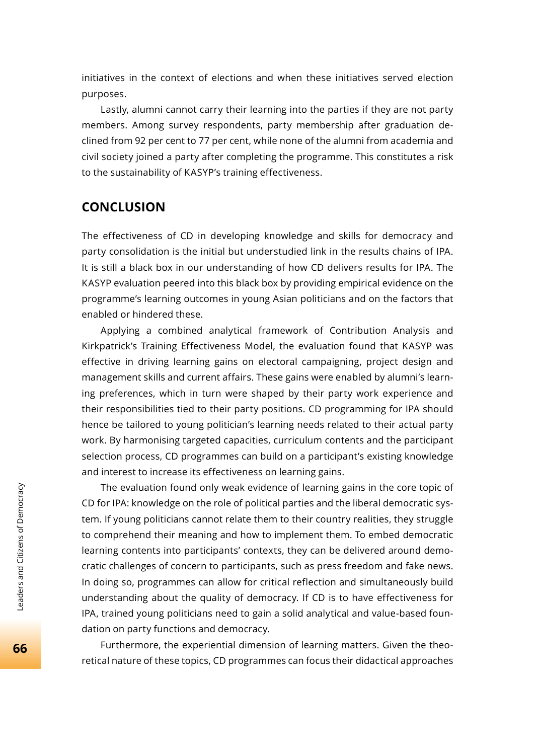initiatives in the context of elections and when these initiatives served election purposes.

Lastly, alumni cannot carry their learning into the parties if they are not party members. Among survey respondents, party membership after graduation declined from 92 per cent to 77 per cent, while none of the alumni from academia and civil society joined a party after completing the programme. This constitutes a risk to the sustainability of KASYP's training effectiveness.

## CONCLUSION

The effectiveness of CD in developing knowledge and skills for democracy and party consolidation is the initial but understudied link in the results chains of IPA. It is still a black box in our understanding of how CD delivers results for IPA. The KASYP evaluation peered into this black box by providing empirical evidence on the programme's learning outcomes in young Asian politicians and on the factors that enabled or hindered these.

Applying a combined analytical framework of Contribution Analysis and Kirkpatrick's Training Effectiveness Model, the evaluation found that KASYP was effective in driving learning gains on electoral campaigning, project design and management skills and current affairs. These gains were enabled by alumni's learning preferences, which in turn were shaped by their party work experience and their responsibilities tied to their party positions. CD programming for IPA should hence be tailored to young politician's learning needs related to their actual party work. By harmonising targeted capacities, curriculum contents and the participant selection process, CD programmes can build on a participant's existing knowledge and interest to increase its effectiveness on learning gains.

The evaluation found only weak evidence of learning gains in the core topic of CD for IPA: knowledge on the role of political parties and the liberal democratic system. If young politicians cannot relate them to their country realities, they struggle to comprehend their meaning and how to implement them. To embed democratic learning contents into participants' contexts, they can be delivered around democratic challenges of concern to participants, such as press freedom and fake news. In doing so, programmes can allow for critical reflection and simultaneously build understanding about the quality of democracy. If CD is to have effectiveness for IPA, trained young politicians need to gain a solid analytical and value-based foundation on party functions and democracy.

Furthermore, the experiential dimension of learning matters. Given the theoretical nature of these topics, CD programmes can focus their didactical approaches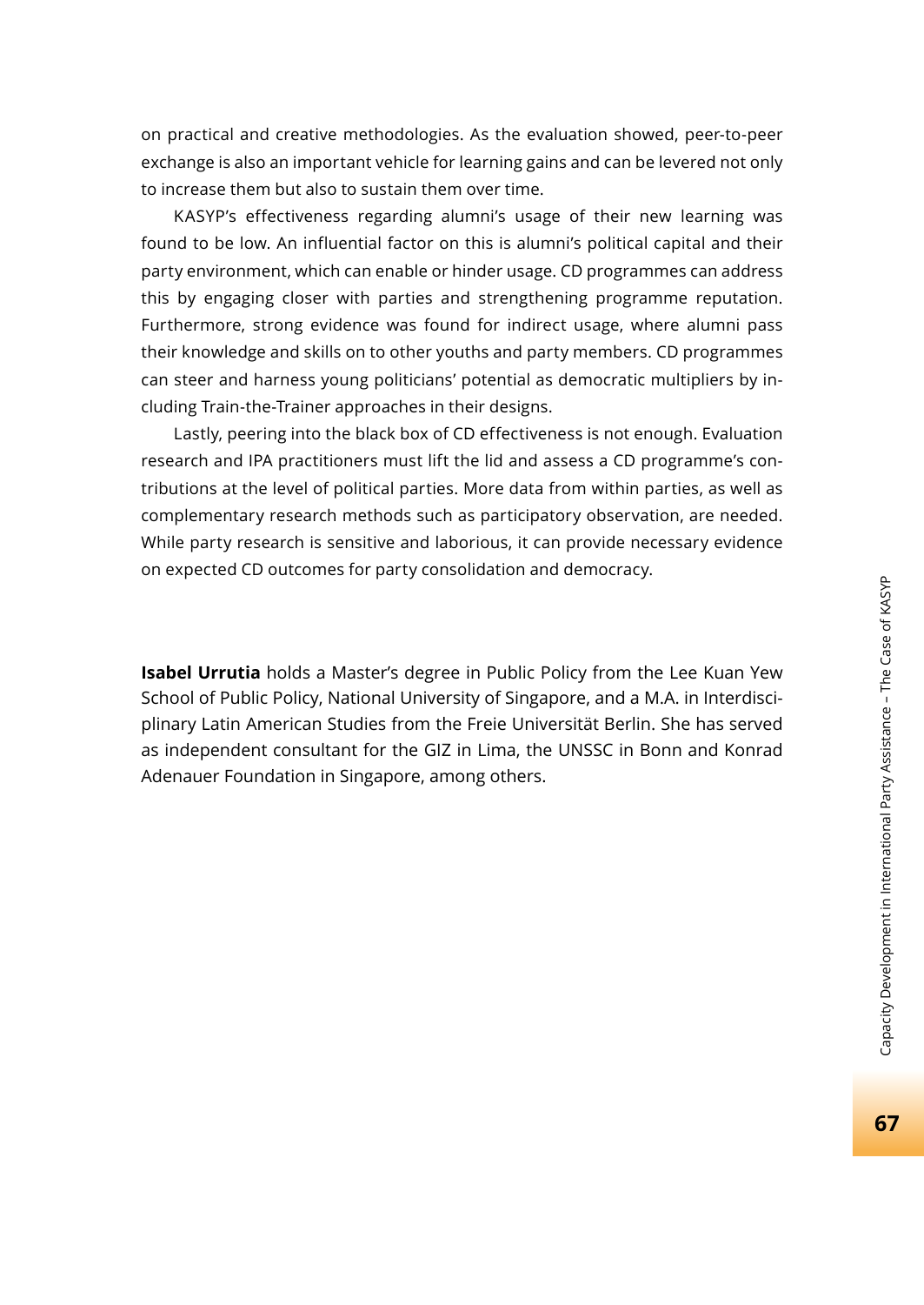on practical and creative methodologies. As the evaluation showed, peer-to-peer exchange is also an important vehicle for learning gains and can be levered not only to increase them but also to sustain them over time.

KASYP's effectiveness regarding alumni's usage of their new learning was found to be low. An influential factor on this is alumni's political capital and their party environment, which can enable or hinder usage. CD programmes can address this by engaging closer with parties and strengthening programme reputation. Furthermore, strong evidence was found for indirect usage, where alumni pass their knowledge and skills on to other youths and party members. CD programmes can steer and harness young politicians' potential as democratic multipliers by including Train-the-Trainer approaches in their designs.

Lastly, peering into the black box of CD effectiveness is not enough. Evaluation research and IPA practitioners must lift the lid and assess a CD programme's contributions at the level of political parties. More data from within parties, as well as complementary research methods such as participatory observation, are needed. While party research is sensitive and laborious, it can provide necessary evidence on expected CD outcomes for party consolidation and democracy.

**Isabel Urrutia** holds a Master's degree in Public Policy from the Lee Kuan Yew School of Public Policy, National University of Singapore, and a M.A. in Interdisciplinary Latin American Studies from the Freie Universität Berlin. She has served as independent consultant for the GIZ in Lima, the UNSSC in Bonn and Konrad Adenauer Foundation in Singapore, among others.